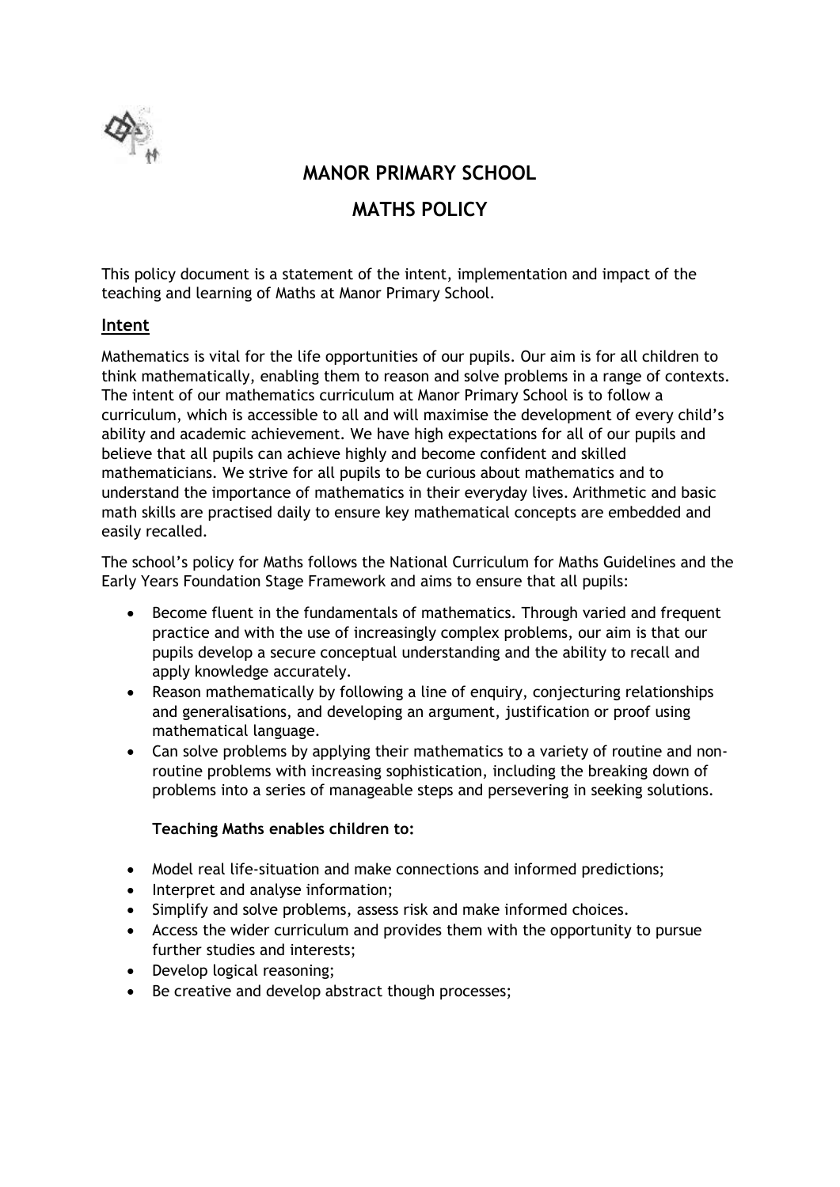# MANOR PRIMARY SCHOOL

# MATHS POLICY

This policy document is a statement of the intent, implementation and impact of the teaching and learning of Maths at Manor Primary School.

## Intent

Mathematics is vital for the life opportunities of our pupils. Our aim is for all children to think mathematically, enabling them to reason and solve problems in a range of contexts. The intent of our mathematics curriculum at Manor Primary School is to follow a curriculum, which is accessible to all and will maximise the development of every child's ability and academic achievement. We have high expectations for all of our pupils and believe that all pupils can achieve highly and become confident and skilled mathematicians. We strive for all pupils to be curious about mathematics and to understand the importance of mathematics in their everyday lives. Arithmetic and basic math skills are practised daily to ensure key mathematical concepts are embedded and easily recalled.

The school's policy for Maths follows the National Curriculum for Maths Guidelines and the Early Years Foundation Stage Framework and aims to ensure that all pupils:

- Become fluent in the fundamentals of mathematics. Through varied and frequent practice and with the use of increasingly complex problems, our aim is that our pupils develop a secure conceptual understanding and the ability to recall and apply knowledge accurately.
- Reason mathematically by following a line of enquiry, conjecturing relationships and generalisations, and developing an argument, justification or proof using mathematical language.
- Can solve problems by applying their mathematics to a variety of routine and non-routine problems with increasing sophistication, including the breaking down of problems into a series of manageable steps and persevering in seeking solutions.

**Teaching Maths enables children to:**

- Model real life-situation and make connections and informed predictions;
- Interpret and analyse information;
- Simplify and solve problems, assess risk and make informed choices.
- Access the wider curriculum and provides them with the opportunity to pursue further studies and interests;
- Develop logical reasoning;
- Be creative and develop abstract though processes;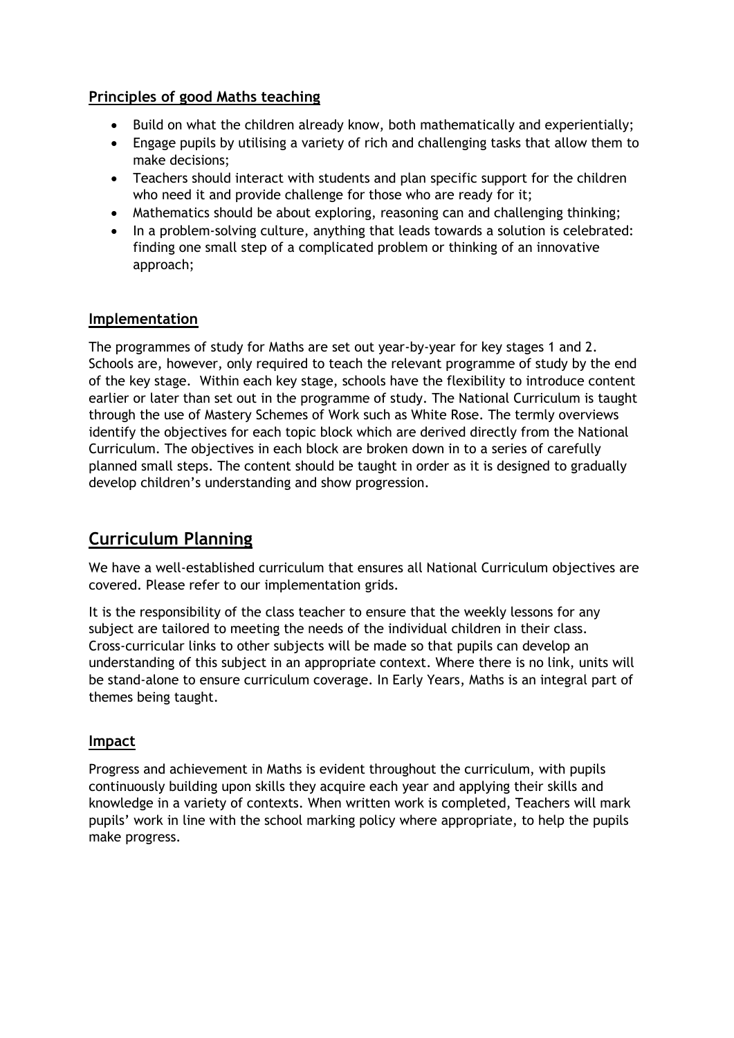### Principles of good Maths teaching

- Build on what the children already know, both mathematically and experientially;
- Engage pupils by utilising a variety of rich and challenging tasks that allow them to make decisions;
- Teachers should interact with students and plan specific support for the children who need it and provide challenge for those who are ready for it;
- Mathematics should be about exploring, reasoning can and challenging thinking;
- In a problem-solving culture, anything that leads towards a solution is celebrated: finding one small step of a complicated problem or thinking of an innovative approach;

### Implementation

The programmes of study for Maths are set out year-by-year for key stages 1 and 2. Schools are, however, only required to teach the relevant programme of study by the end of the key stage. Within each key stage, schools have the flexibility to introduce content earlier or later than set out in the programme of study. The National Curriculum is taught through the use of Mastery Schemes of Work such as White Rose. The termly overviews identify the objectives for each topic block which are derived directly from the National Curriculum. The objectives in each block are broken down in to a series of carefully planned small steps. The content should be taught in order as it is designed to gradually develop children's understanding and show progression.

## Curriculum Planning

We have a well-established curriculum that ensures all National Curriculum objectives are covered. Please refer to our implementation grids.

It is the responsibility of the class teacher to ensure that the weekly lessons for any subject are tailored to meeting the needs of the individual children in their class. Cross-curricular links to other subjects will be made so that pupils can develop an understanding of this subject in an appropriate context. Where there is no link, units will be stand-alone to ensure curriculum coverage. In Early Years, Maths is an integral part of themes being taught.

### Impact

Progress and achievement in Maths is evident throughout the curriculum, with pupils continuously building upon skills they acquire each year and applying their skills and knowledge in a variety of contexts. When written work is completed, Teachers will mark pupils' work in line with the school marking policy where appropriate, to help the pupils make progress.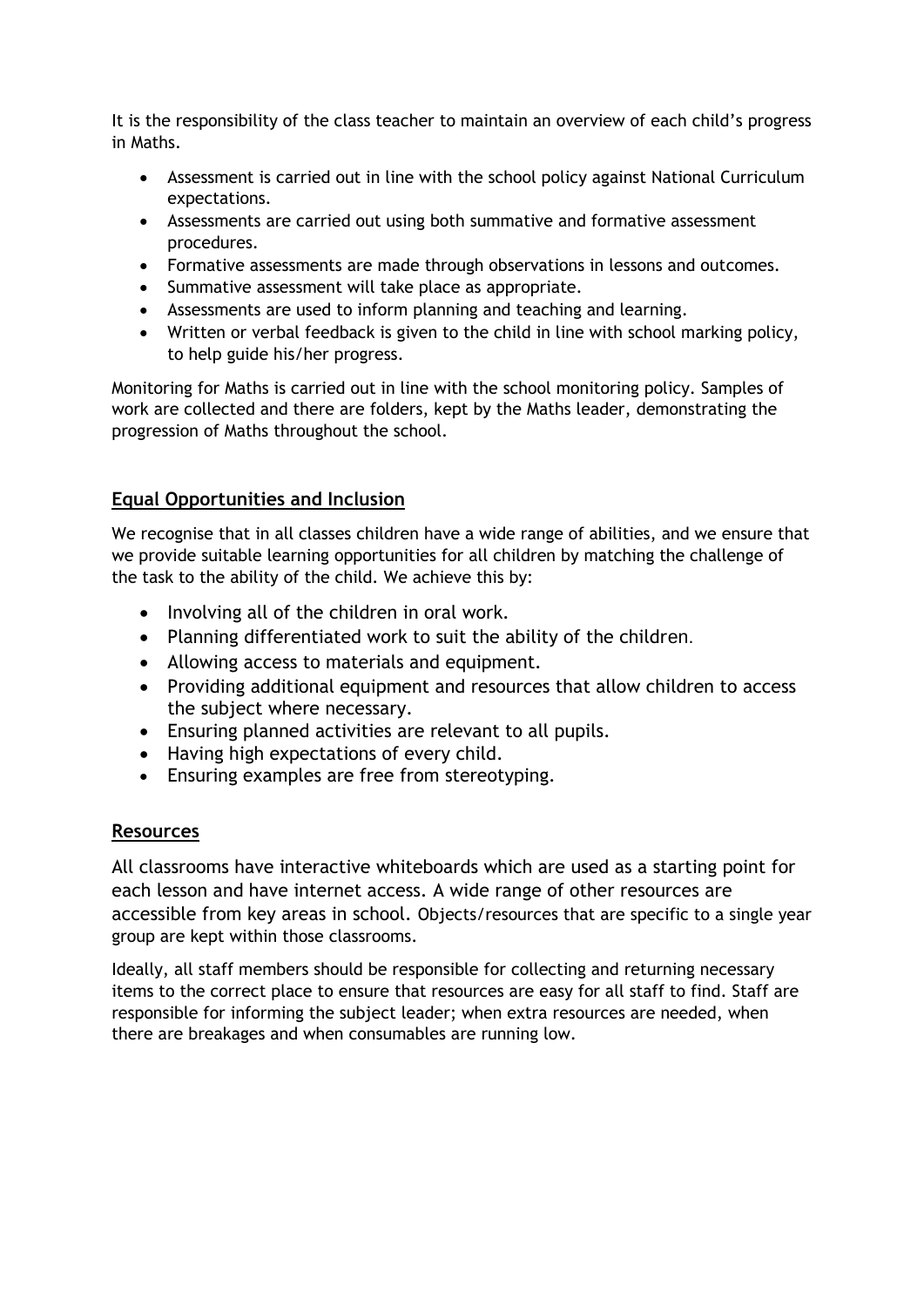It is the responsibility of the class teacher to maintain an overview of each child's progress in Maths.

- Assessment is carried out in line with the school policy against National Curriculum expectations.
- Assessments are carried out using both summative and formative assessment procedures.
- Formative assessments are made through observations in lessons and outcomes.
- Summative assessment will take place as appropriate.
- Assessments are used to inform planning and teaching and learning.
- Written or verbal feedback is given to the child in line with school marking policy, to help guide his/her progress.

Monitoring for Maths is carried out in line with the school monitoring policy. Samples of work are collected and there are folders, kept by the Maths leader, demonstrating the progression of Maths throughout the school.

## Equal Opportunities and Inclusion

We recognise that in all classes children have a wide range of abilities, and we ensure that we provide suitable learning opportunities for all children by matching the challenge of the task to the ability of the child. We achieve this by:

- Involving all of the children in oral work.
- Planning differentiated work to suit the ability of the children.
- Allowing access to materials and equipment.
- Providing additional equipment and resources that allow children to access the subject where necessary.
- Ensuring planned activities are relevant to all pupils.
- Having high expectations of every child.
- Ensuring examples are free from stereotyping.

## Resources

All classrooms have interactive whiteboards which are used as a starting point for each lesson and have internet access. A wide range of other resources are accessible from key areas in school. Objects/resources that are specific to a single year group are kept within those classrooms.

Ideally, all staff members should be responsible for collecting and returning necessary items to the correct place to ensure that resources are easy for all staff to find. Staff are responsible for informing the subject leader; when extra resources are needed, when there are breakages and when consumables are running low.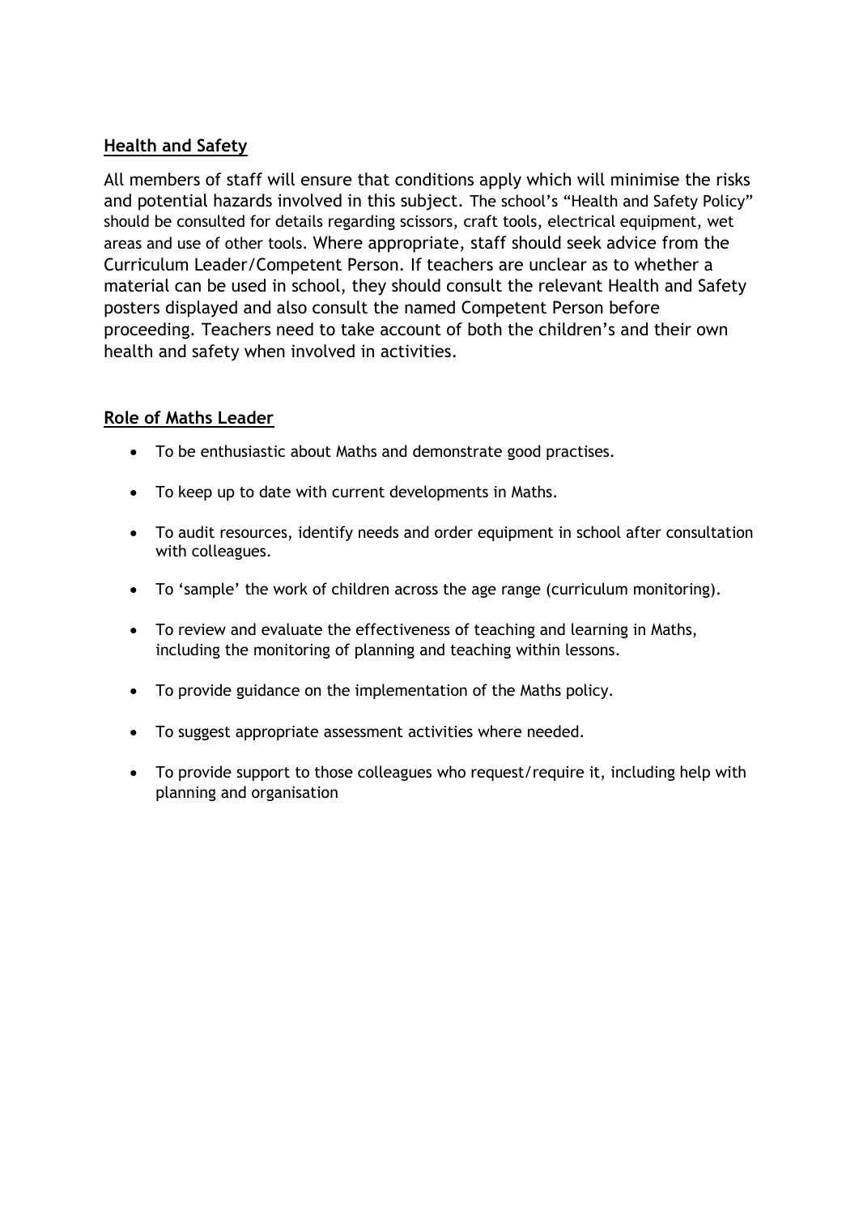## Health and Safety

All members of staff will ensure that conditions apply which will minimise the risks and potential hazards involved in this subject. The school's "Health and Safety Policy" should be consulted for details regarding scissors, craft tools, electrical equipment, wet areas and use of other tools. Where appropriate, staff should seek advice from the Curriculum Leader/Competent Person. If teachers are unclear as to whether a material can be used in school, they should consult the relevant Health and Safety posters displayed and also consult the named Competent Person before proceeding. Teachers need to take account of both the children's and their own health and safety when involved in activities.

## Role of Maths Leader

- To be enthusiastic about Maths and demonstrate good practises.
- To keep up to date with current developments in Maths.
- To audit resources, identify needs and order equipment in school after consultation with colleagues.
- To 'sample' the work of children across the age range (curriculum monitoring).
- To review and evaluate the effectiveness of teaching and learning in Maths, including the monitoring of planning and teaching within lessons.
- To provide guidance on the implementation of the Maths policy.
- To suggest appropriate assessment activities where needed.
- To provide support to those colleagues who request/require it, including help with planning and organisation